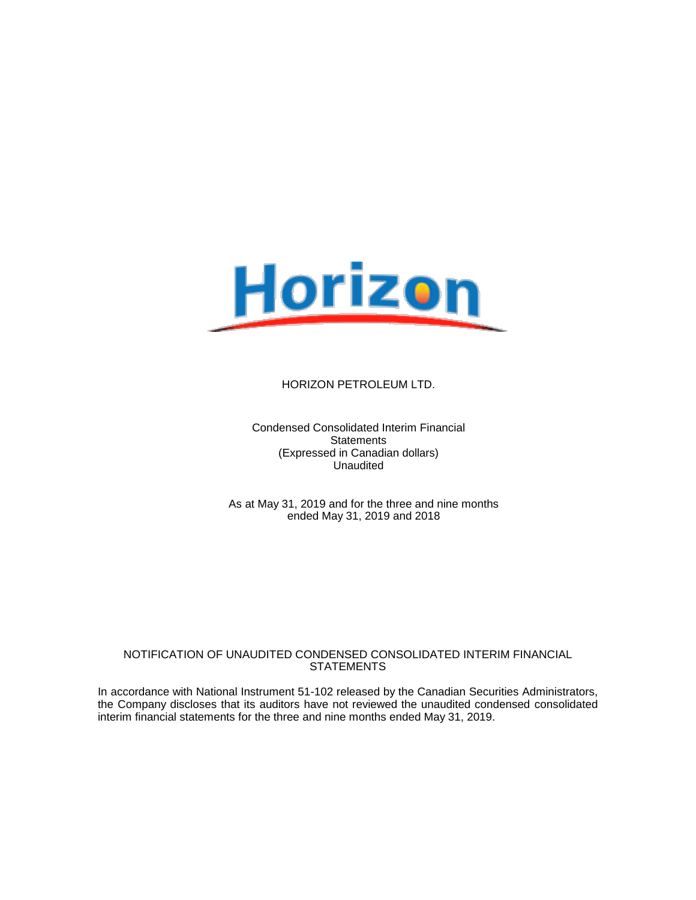# HORIZON PETROLEUM LTD.

Condensed Consolidated Interim Financial Statements
(Expressed in Canadian dollars)
Unaudited

As at May 31, 2019 and for the three and nine months ended May 31, 2019 and 2018

## NOTIFICATION OF UNAUDITED CONDENSED CONSOLIDATED INTERIM FINANCIAL STATEMENTS

In accordance with National Instrument 51-102 released by the Canadian Securities Administrators, the Company discloses that its auditors have not reviewed the unaudited condensed consolidated interim financial statements for the three and nine months ended May 31, 2019.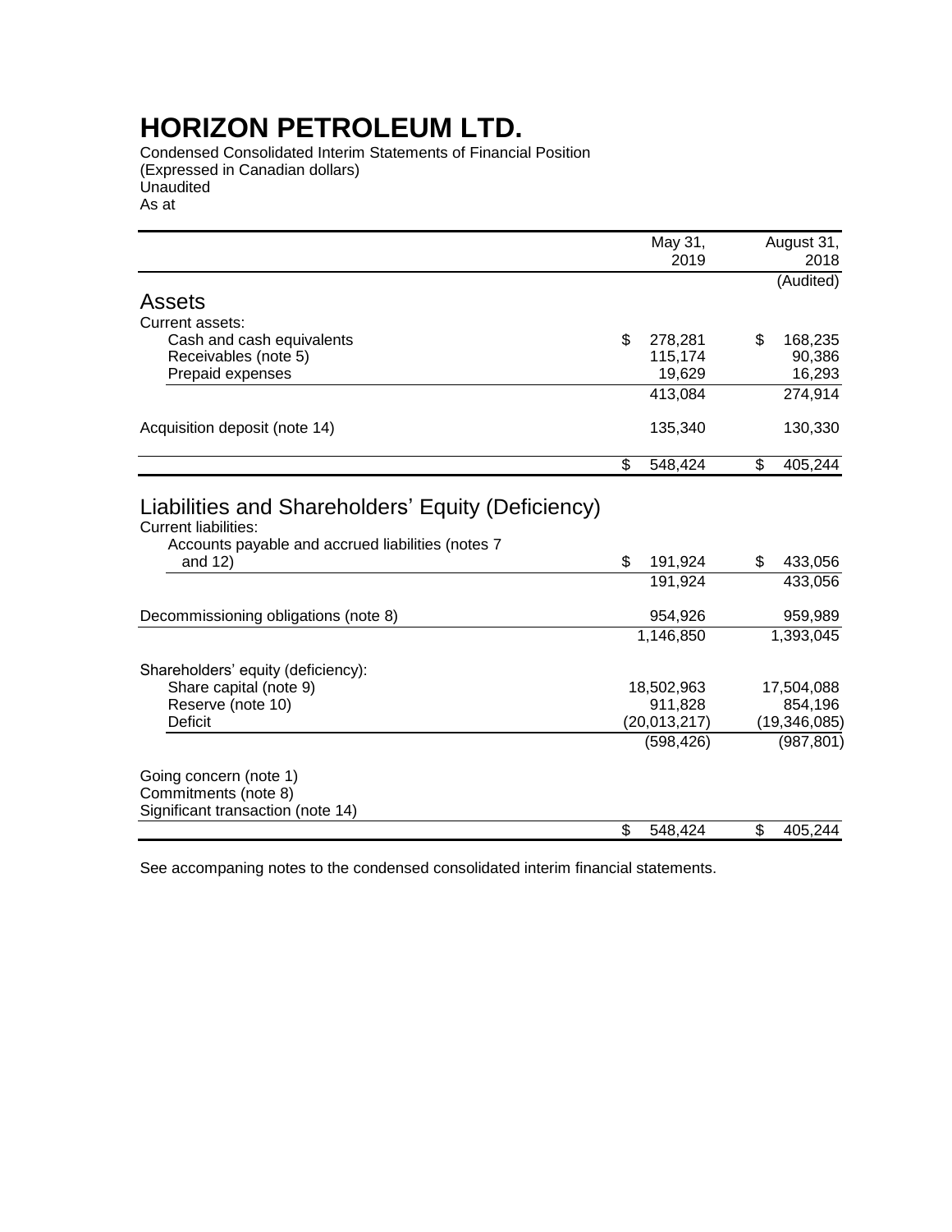# HORIZON PETROLEUM LTD.

Condensed Consolidated Interim Statements of Financial Position
(Expressed in Canadian dollars)
Unaudited
As at

| | May 31, 2019 | August 31, 2018 |
|---|---|---|
| | | (Audited) |
| **Assets** | | |
| Current assets: | | |
| Cash and cash equivalents | $ 278,281 | $ 168,235 |
| Receivables (note 5) | 115,174 | 90,386 |
| Prepaid expenses | 19,629 | 16,293 |
| | 413,084 | 274,914 |
| Acquisition deposit (note 14) | 135,340 | 130,330 |
| | $ 548,424 | $ 405,244 |
| **Liabilities and Shareholders' Equity (Deficiency)** | | |
| Current liabilities: | | |
| Accounts payable and accrued liabilities (notes 7 and 12) | $ 191,924 | $ 433,056 |
| | 191,924 | 433,056 |
| Decommissioning obligations (note 8) | 954,926 | 959,989 |
| | 1,146,850 | 1,393,045 |
| Shareholders' equity (deficiency): | | |
| Share capital (note 9) | 18,502,963 | 17,504,088 |
| Reserve (note 10) | 911,828 | 854,196 |
| Deficit | (20,013,217) | (19,346,085) |
| | (598,426) | (987,801) |
| Going concern (note 1) | | |
| Commitments (note 8) | | |
| Significant transaction (note 14) | | |
| | $ 548,424 | $ 405,244 |

See accompaning notes to the condensed consolidated interim financial statements.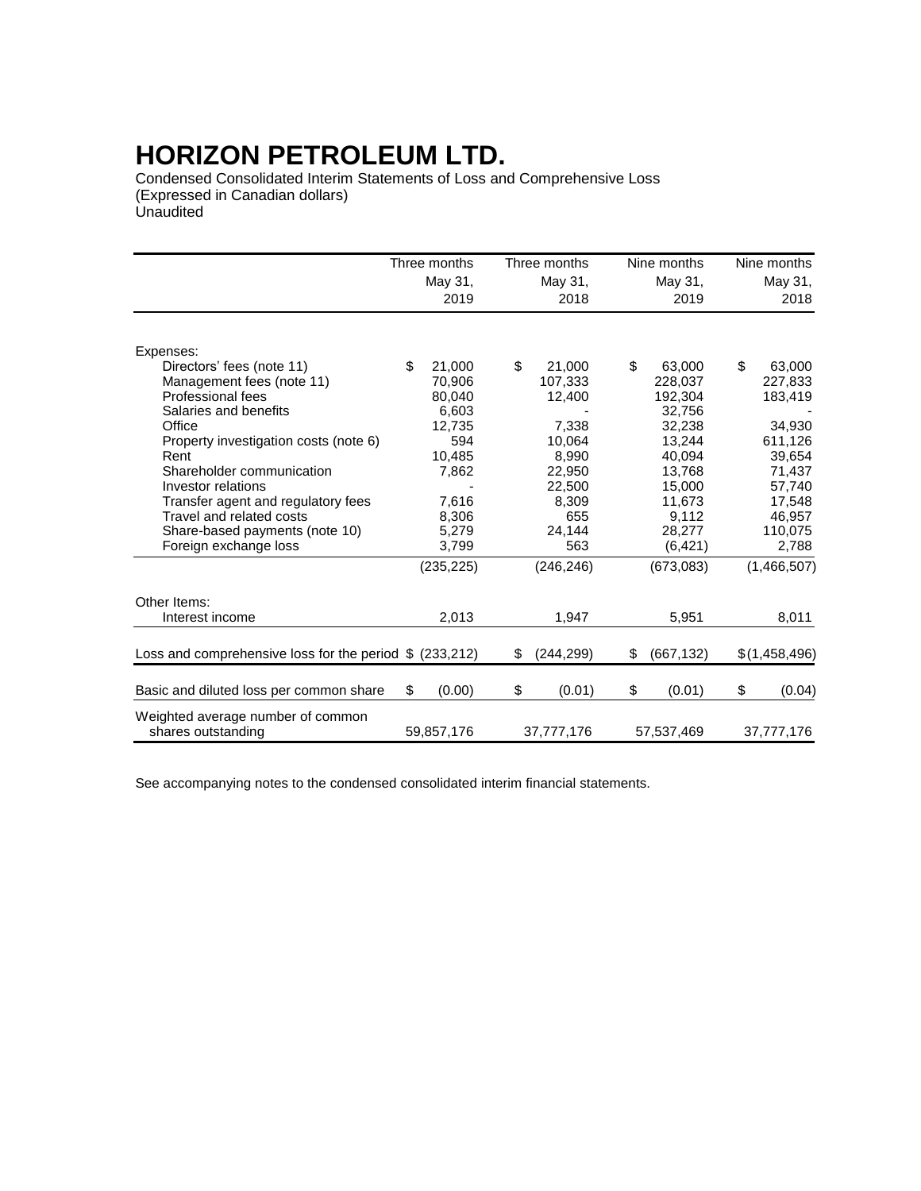# HORIZON PETROLEUM LTD.

Condensed Consolidated Interim Statements of Loss and Comprehensive Loss
(Expressed in Canadian dollars)
Unaudited

| | Three months May 31, 2019 | Three months May 31, 2018 | Nine months May 31, 2019 | Nine months May 31, 2018 |
|---|---|---|---|---|
| Expenses: | | | | |
| Directors' fees (note 11) | $ 21,000 | $ 21,000 | $ 63,000 | $ 63,000 |
| Management fees (note 11) | 70,906 | 107,333 | 228,037 | 227,833 |
| Professional fees | 80,040 | 12,400 | 192,304 | 183,419 |
| Salaries and benefits | 6,603 | - | 32,756 | - |
| Office | 12,735 | 7,338 | 32,238 | 34,930 |
| Property investigation costs (note 6) | 594 | 10,064 | 13,244 | 611,126 |
| Rent | 10,485 | 8,990 | 40,094 | 39,654 |
| Shareholder communication | 7,862 | 22,950 | 13,768 | 71,437 |
| Investor relations | - | 22,500 | 15,000 | 57,740 |
| Transfer agent and regulatory fees | 7,616 | 8,309 | 11,673 | 17,548 |
| Travel and related costs | 8,306 | 655 | 9,112 | 46,957 |
| Share-based payments (note 10) | 5,279 | 24,144 | 28,277 | 110,075 |
| Foreign exchange loss | 3,799 | 563 | (6,421) | 2,788 |
| | (235,225) | (246,246) | (673,083) | (1,466,507) |
| Other Items: | | | | |
| Interest income | 2,013 | 1,947 | 5,951 | 8,011 |
| Loss and comprehensive loss for the period | $ (233,212) | $ (244,299) | $ (667,132) | $ (1,458,496) |
| Basic and diluted loss per common share | $ (0.00) | $ (0.01) | $ (0.01) | $ (0.04) |
| Weighted average number of common shares outstanding | 59,857,176 | 37,777,176 | 57,537,469 | 37,777,176 |

See accompanying notes to the condensed consolidated interim financial statements.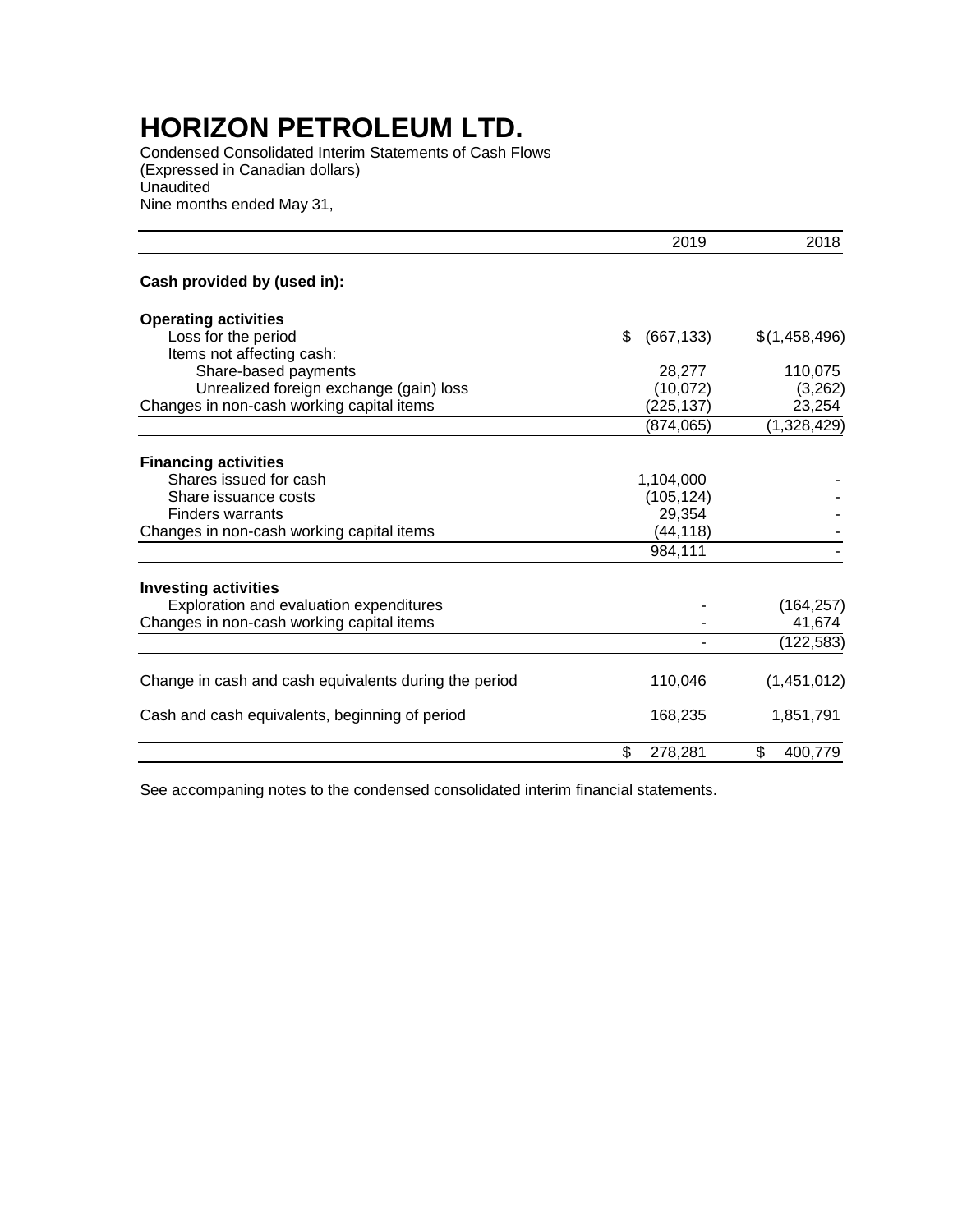# HORIZON PETROLEUM LTD.

Condensed Consolidated Interim Statements of Cash Flows
(Expressed in Canadian dollars)
Unaudited
Nine months ended May 31,

| | 2019 | 2018 |
|---|---|---|
| **Cash provided by (used in):** | | |
| **Operating activities** | | |
| Loss for the period | $ (667,133) | $ (1,458,496) |
| Items not affecting cash: | | |
| Share-based payments | 28,277 | 110,075 |
| Unrealized foreign exchange (gain) loss | (10,072) | (3,262) |
| Changes in non-cash working capital items | (225,137) | 23,254 |
| | (874,065) | (1,328,429) |
| **Financing activities** | | |
| Shares issued for cash | 1,104,000 | - |
| Share issuance costs | (105,124) | - |
| Finders warrants | 29,354 | - |
| Changes in non-cash working capital items | (44,118) | - |
| | 984,111 | - |
| **Investing activities** | | |
| Exploration and evaluation expenditures | - | (164,257) |
| Changes in non-cash working capital items | - | 41,674 |
| | - | (122,583) |
| Change in cash and cash equivalents during the period | 110,046 | (1,451,012) |
| Cash and cash equivalents, beginning of period | 168,235 | 1,851,791 |
| | $ 278,281 | $ 400,779 |

See accompaning notes to the condensed consolidated interim financial statements.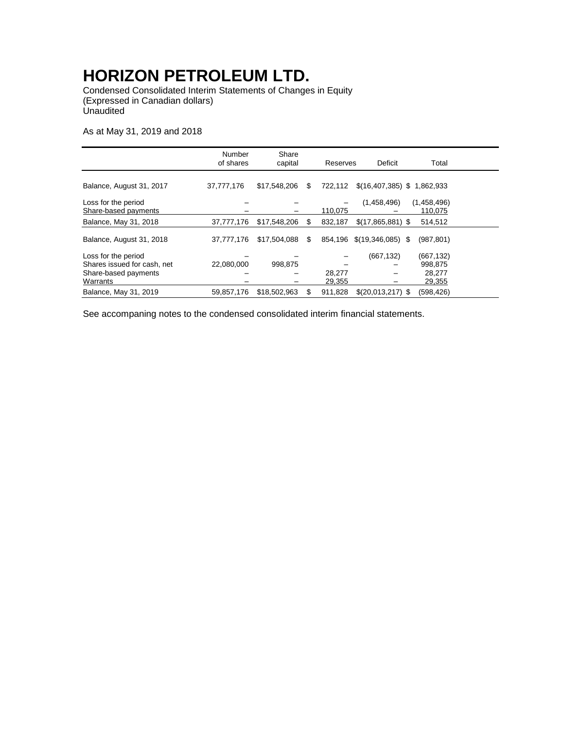# HORIZON PETROLEUM LTD.

Condensed Consolidated Interim Statements of Changes in Equity
(Expressed in Canadian dollars)
Unaudited

As at May 31, 2019 and 2018

| | Number of shares | Share capital | Reserves | Deficit | Total |
|---|---|---|---|---|---|
| Balance, August 31, 2017 | 37,777,176 | $17,548,206 | $ 722,112 | $(16,407,385) | $ 1,862,933 |
| Loss for the period | – | – | – | (1,458,496) | (1,458,496) |
| Share-based payments | – | – | 110,075 | – | 110,075 |
| Balance, May 31, 2018 | 37,777,176 | $17,548,206 | $ 832,187 | $(17,865,881) | $ 514,512 |
| Balance, August 31, 2018 | 37,777,176 | $17,504,088 | $ 854,196 | $(19,346,085) | $ (987,801) |
| Loss for the period | – | – | – | (667,132) | (667,132) |
| Shares issued for cash, net | 22,080,000 | 998,875 | – | – | 998,875 |
| Share-based payments | – | – | 28,277 | – | 28,277 |
| Warrants | – | – | 29,355 | – | 29,355 |
| Balance, May 31, 2019 | 59,857,176 | $18,502,963 | $ 911,828 | $(20,013,217) | $ (598,426) |

See accompaning notes to the condensed consolidated interim financial statements.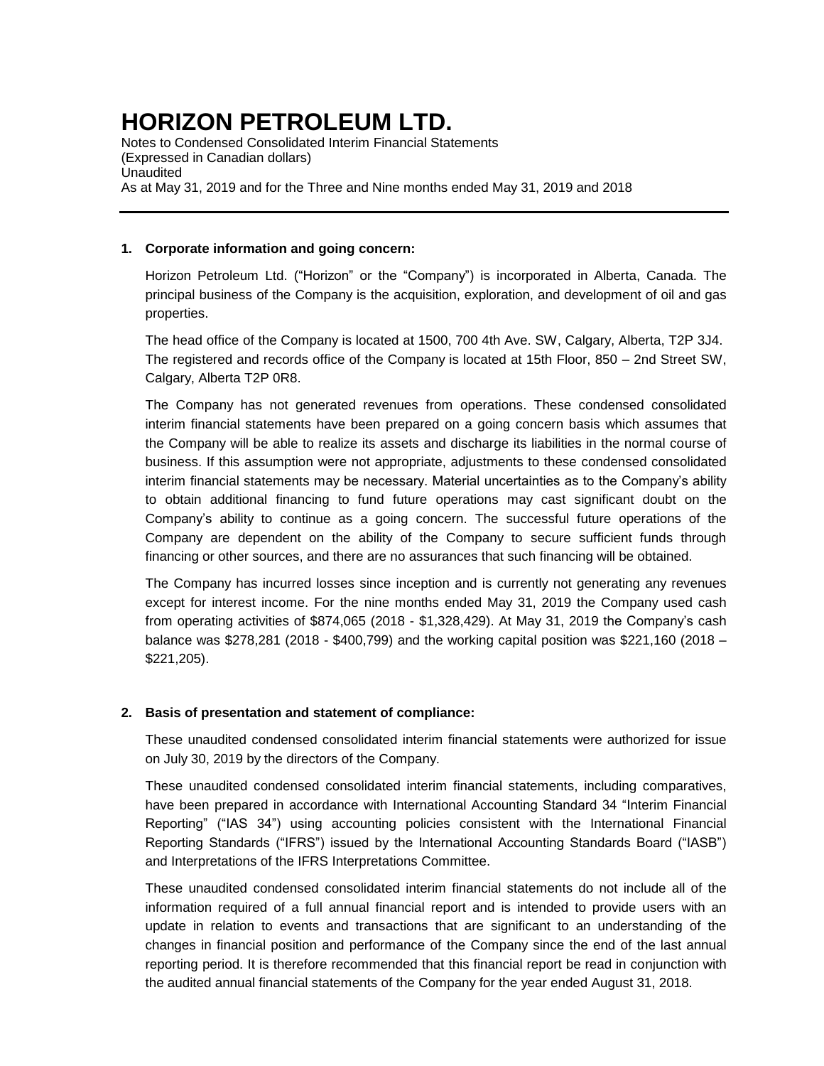# HORIZON PETROLEUM LTD.

Notes to Condensed Consolidated Interim Financial Statements
(Expressed in Canadian dollars)
Unaudited
As at May 31, 2019 and for the Three and Nine months ended May 31, 2019 and 2018

## 1. Corporate information and going concern:

Horizon Petroleum Ltd. ("Horizon" or the "Company") is incorporated in Alberta, Canada. The principal business of the Company is the acquisition, exploration, and development of oil and gas properties.

The head office of the Company is located at 1500, 700 4th Ave. SW, Calgary, Alberta, T2P 3J4. The registered and records office of the Company is located at 15th Floor, 850 – 2nd Street SW, Calgary, Alberta T2P 0R8.

The Company has not generated revenues from operations. These condensed consolidated interim financial statements have been prepared on a going concern basis which assumes that the Company will be able to realize its assets and discharge its liabilities in the normal course of business. If this assumption were not appropriate, adjustments to these condensed consolidated interim financial statements may be necessary. Material uncertainties as to the Company's ability to obtain additional financing to fund future operations may cast significant doubt on the Company's ability to continue as a going concern. The successful future operations of the Company are dependent on the ability of the Company to secure sufficient funds through financing or other sources, and there are no assurances that such financing will be obtained.

The Company has incurred losses since inception and is currently not generating any revenues except for interest income. For the nine months ended May 31, 2019 the Company used cash from operating activities of $874,065 (2018 - $1,328,429). At May 31, 2019 the Company's cash balance was $278,281 (2018 - $400,799) and the working capital position was $221,160 (2018 – $221,205).

## 2. Basis of presentation and statement of compliance:

These unaudited condensed consolidated interim financial statements were authorized for issue on July 30, 2019 by the directors of the Company.

These unaudited condensed consolidated interim financial statements, including comparatives, have been prepared in accordance with International Accounting Standard 34 "Interim Financial Reporting" ("IAS 34") using accounting policies consistent with the International Financial Reporting Standards ("IFRS") issued by the International Accounting Standards Board ("IASB") and Interpretations of the IFRS Interpretations Committee.

These unaudited condensed consolidated interim financial statements do not include all of the information required of a full annual financial report and is intended to provide users with an update in relation to events and transactions that are significant to an understanding of the changes in financial position and performance of the Company since the end of the last annual reporting period. It is therefore recommended that this financial report be read in conjunction with the audited annual financial statements of the Company for the year ended August 31, 2018.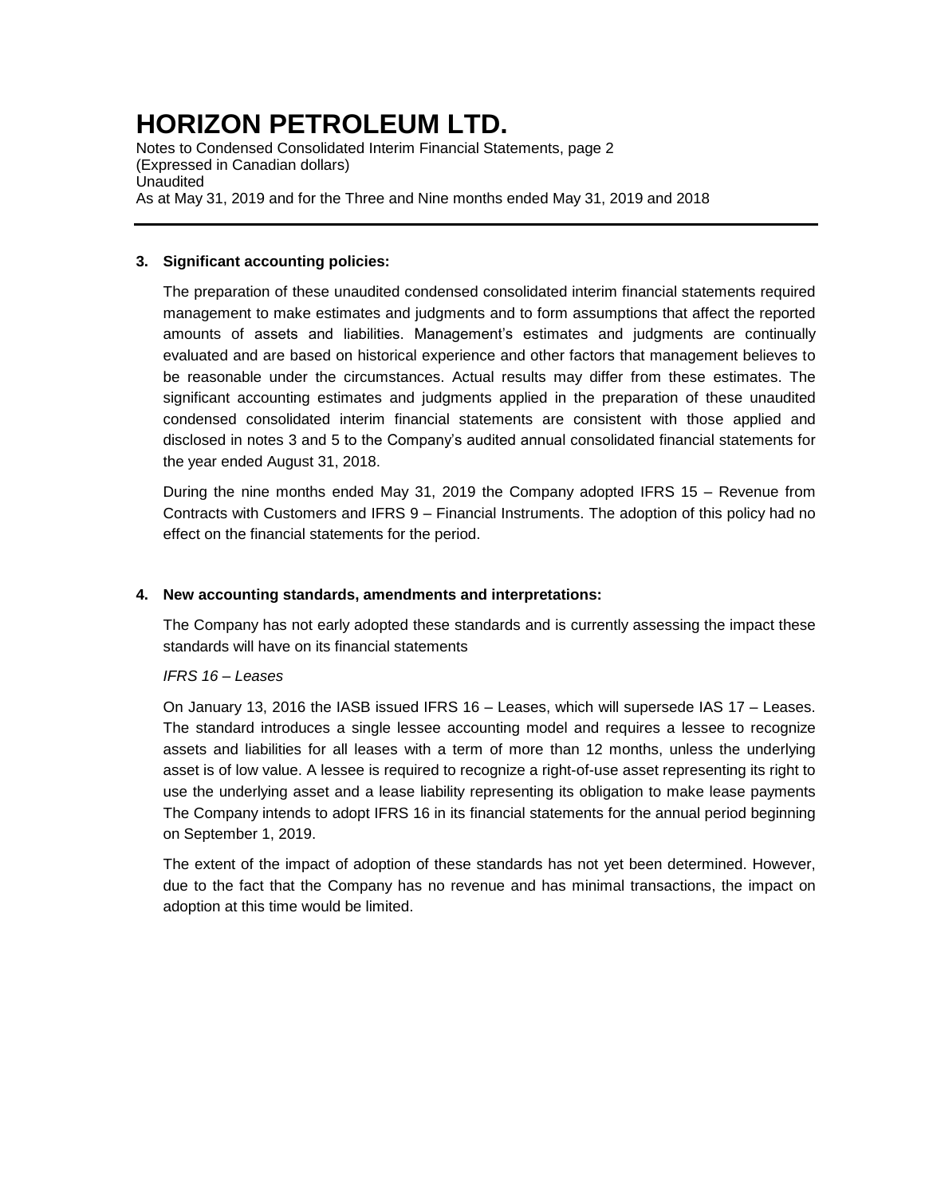### 3. Significant accounting policies:

The preparation of these unaudited condensed consolidated interim financial statements required management to make estimates and judgments and to form assumptions that affect the reported amounts of assets and liabilities. Management's estimates and judgments are continually evaluated and are based on historical experience and other factors that management believes to be reasonable under the circumstances. Actual results may differ from these estimates. The significant accounting estimates and judgments applied in the preparation of these unaudited condensed consolidated interim financial statements are consistent with those applied and disclosed in notes 3 and 5 to the Company's audited annual consolidated financial statements for the year ended August 31, 2018.

During the nine months ended May 31, 2019 the Company adopted IFRS 15 – Revenue from Contracts with Customers and IFRS 9 – Financial Instruments. The adoption of this policy had no effect on the financial statements for the period.

### 4. New accounting standards, amendments and interpretations:

The Company has not early adopted these standards and is currently assessing the impact these standards will have on its financial statements

*IFRS 16 – Leases*

On January 13, 2016 the IASB issued IFRS 16 – Leases, which will supersede IAS 17 – Leases. The standard introduces a single lessee accounting model and requires a lessee to recognize assets and liabilities for all leases with a term of more than 12 months, unless the underlying asset is of low value. A lessee is required to recognize a right-of-use asset representing its right to use the underlying asset and a lease liability representing its obligation to make lease payments The Company intends to adopt IFRS 16 in its financial statements for the annual period beginning on September 1, 2019.

The extent of the impact of adoption of these standards has not yet been determined. However, due to the fact that the Company has no revenue and has minimal transactions, the impact on adoption at this time would be limited.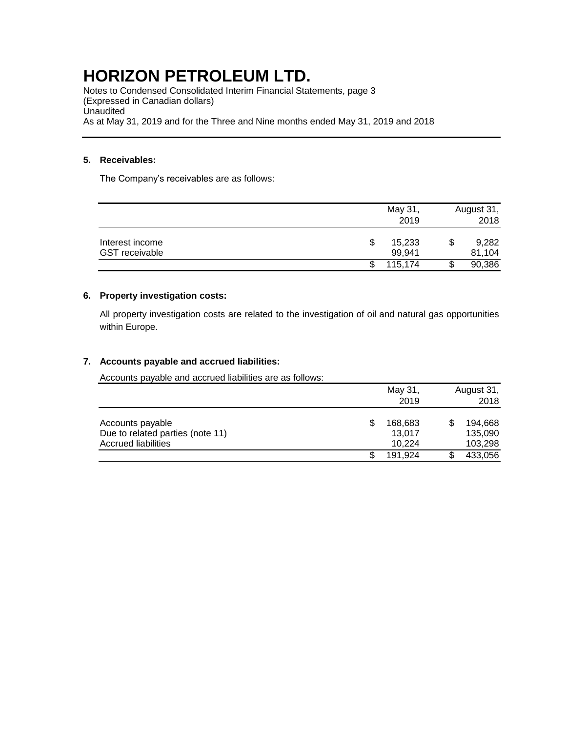# HORIZON PETROLEUM LTD.

Notes to Condensed Consolidated Interim Financial Statements, page 3
(Expressed in Canadian dollars)
Unaudited
As at May 31, 2019 and for the Three and Nine months ended May 31, 2019 and 2018

## 5. Receivables:

The Company's receivables are as follows:

| | May 31, 2019 | August 31, 2018 |
|---|---|---|
| Interest income | $ 15,233 | $ 9,282 |
| GST receivable | 99,941 | 81,104 |
| | $ 115,174 | $ 90,386 |

## 6. Property investigation costs:

All property investigation costs are related to the investigation of oil and natural gas opportunities within Europe.

## 7. Accounts payable and accrued liabilities:

Accounts payable and accrued liabilities are as follows:

| | May 31, 2019 | August 31, 2018 |
|---|---|---|
| Accounts payable | $ 168,683 | $ 194,668 |
| Due to related parties (note 11) | 13,017 | 135,090 |
| Accrued liabilities | 10,224 | 103,298 |
| | $ 191,924 | $ 433,056 |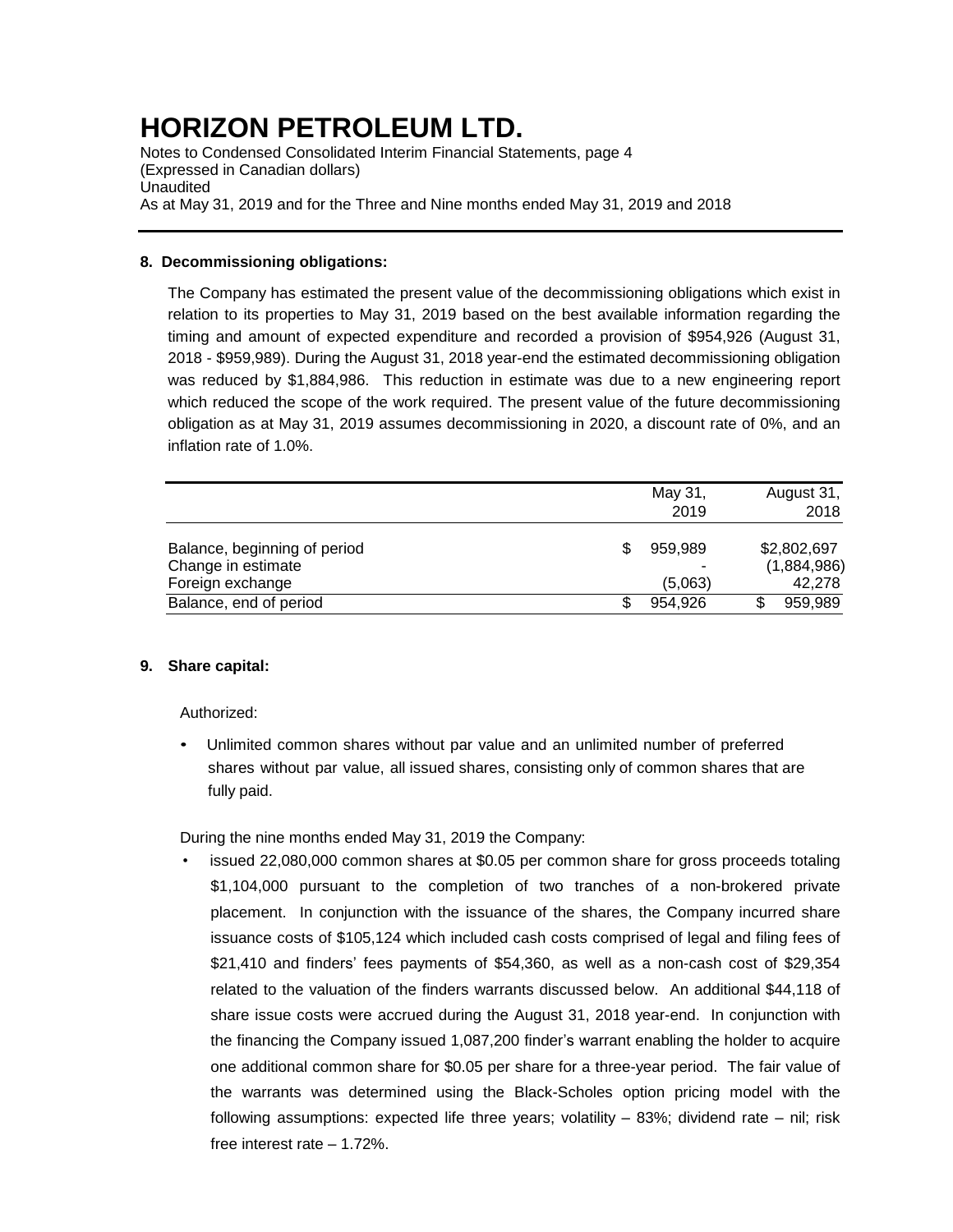## 8. Decommissioning obligations:

The Company has estimated the present value of the decommissioning obligations which exist in relation to its properties to May 31, 2019 based on the best available information regarding the timing and amount of expected expenditure and recorded a provision of $954,926 (August 31, 2018 - $959,989). During the August 31, 2018 year-end the estimated decommissioning obligation was reduced by $1,884,986. This reduction in estimate was due to a new engineering report which reduced the scope of the work required. The present value of the future decommissioning obligation as at May 31, 2019 assumes decommissioning in 2020, a discount rate of 0%, and an inflation rate of 1.0%.

| | May 31, 2019 | August 31, 2018 |
|---|---|---|
| Balance, beginning of period | $ 959,989 | $2,802,697 |
| Change in estimate | - | (1,884,986) |
| Foreign exchange | (5,063) | 42,278 |
| Balance, end of period | $ 954,926 | $ 959,989 |

## 9. Share capital:

Authorized:

- Unlimited common shares without par value and an unlimited number of preferred shares without par value, all issued shares, consisting only of common shares that are fully paid.

During the nine months ended May 31, 2019 the Company:

- issued 22,080,000 common shares at $0.05 per common share for gross proceeds totaling $1,104,000 pursuant to the completion of two tranches of a non-brokered private placement. In conjunction with the issuance of the shares, the Company incurred share issuance costs of $105,124 which included cash costs comprised of legal and filing fees of $21,410 and finders' fees payments of $54,360, as well as a non-cash cost of $29,354 related to the valuation of the finders warrants discussed below. An additional $44,118 of share issue costs were accrued during the August 31, 2018 year-end. In conjunction with the financing the Company issued 1,087,200 finder's warrant enabling the holder to acquire one additional common share for $0.05 per share for a three-year period. The fair value of the warrants was determined using the Black-Scholes option pricing model with the following assumptions: expected life three years; volatility – 83%; dividend rate – nil; risk free interest rate – 1.72%.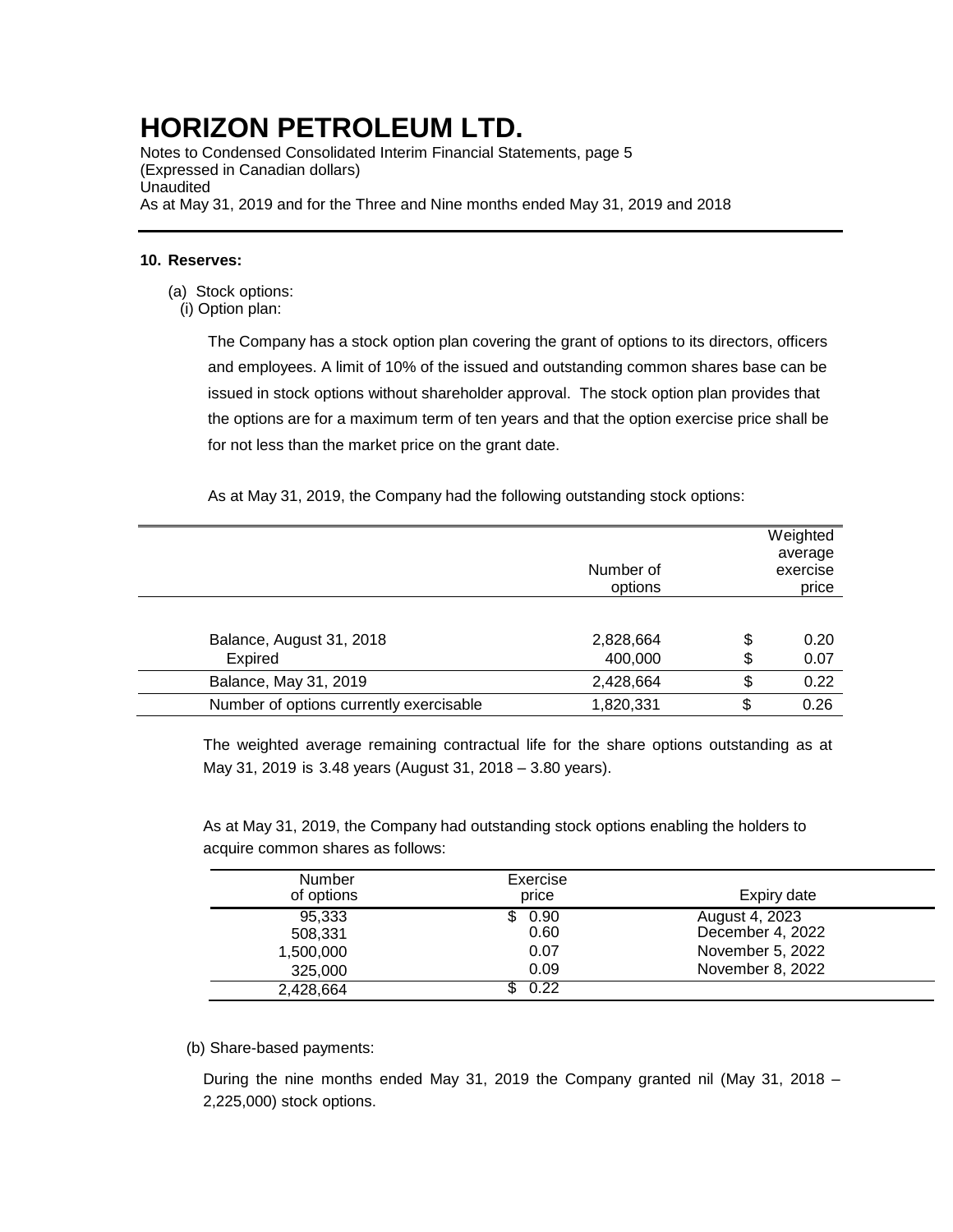# HORIZON PETROLEUM LTD.

Notes to Condensed Consolidated Interim Financial Statements, page 5
(Expressed in Canadian dollars)
Unaudited
As at May 31, 2019 and for the Three and Nine months ended May 31, 2019 and 2018

**10. Reserves:**

(a) Stock options:

(i) Option plan:

The Company has a stock option plan covering the grant of options to its directors, officers and employees. A limit of 10% of the issued and outstanding common shares base can be issued in stock options without shareholder approval. The stock option plan provides that the options are for a maximum term of ten years and that the option exercise price shall be for not less than the market price on the grant date.

As at May 31, 2019, the Company had the following outstanding stock options:

| | Number of options | Weighted average exercise price |
|---|---|---|
| Balance, August 31, 2018 | 2,828,664 | $ 0.20 |
| Expired | 400,000 | $ 0.07 |
| Balance, May 31, 2019 | 2,428,664 | $ 0.22 |
| Number of options currently exercisable | 1,820,331 | $ 0.26 |

The weighted average remaining contractual life for the share options outstanding as at May 31, 2019 is 3.48 years (August 31, 2018 – 3.80 years).

As at May 31, 2019, the Company had outstanding stock options enabling the holders to acquire common shares as follows:

| Number of options | Exercise price | Expiry date |
|---|---|---|
| 95,333 | $ 0.90 | August 4, 2023 |
| 508,331 | 0.60 | December 4, 2022 |
| 1,500,000 | 0.07 | November 5, 2022 |
| 325,000 | 0.09 | November 8, 2022 |
| 2,428,664 | $ 0.22 | |

(b) Share-based payments:

During the nine months ended May 31, 2019 the Company granted nil (May 31, 2018 – 2,225,000) stock options.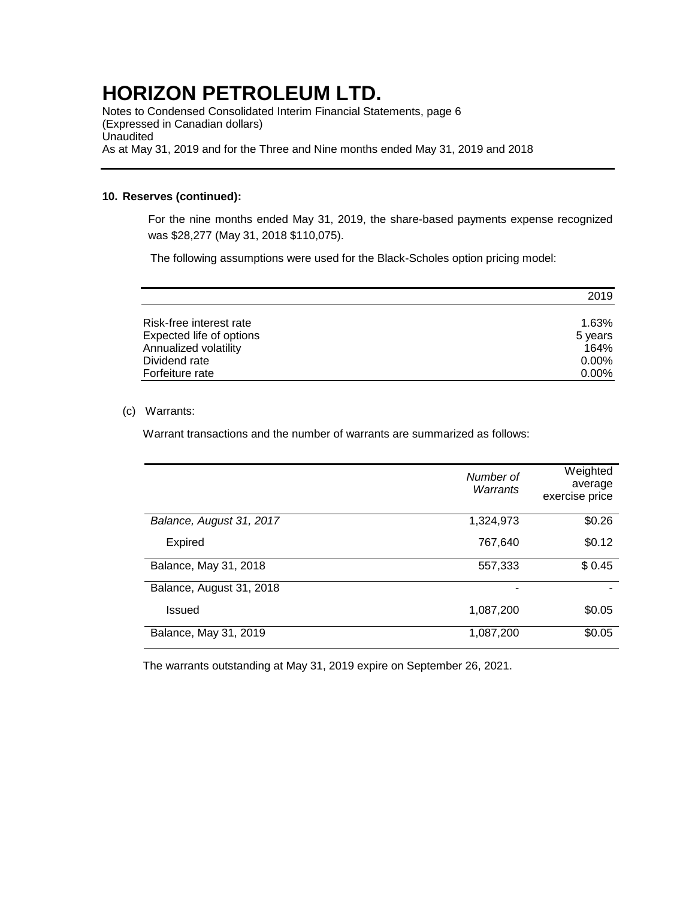# HORIZON PETROLEUM LTD.

Notes to Condensed Consolidated Interim Financial Statements, page 6
(Expressed in Canadian dollars)
Unaudited
As at May 31, 2019 and for the Three and Nine months ended May 31, 2019 and 2018

**10. Reserves (continued):**

For the nine months ended May 31, 2019, the share-based payments expense recognized was $28,277 (May 31, 2018 $110,075).

The following assumptions were used for the Black-Scholes option pricing model:

| | 2019 |
|---|---|
| Risk-free interest rate | 1.63% |
| Expected life of options | 5 years |
| Annualized volatility | 164% |
| Dividend rate | 0.00% |
| Forfeiture rate | 0.00% |

(c) Warrants:

Warrant transactions and the number of warrants are summarized as follows:

| | *Number of Warrants* | Weighted average exercise price |
|---|---|---|
| *Balance, August 31, 2017* | 1,324,973 | $0.26 |
| Expired | 767,640 | $0.12 |
| Balance, May 31, 2018 | 557,333 | $ 0.45 |
| Balance, August 31, 2018 | - | - |
| Issued | 1,087,200 | $0.05 |
| Balance, May 31, 2019 | 1,087,200 | $0.05 |

The warrants outstanding at May 31, 2019 expire on September 26, 2021.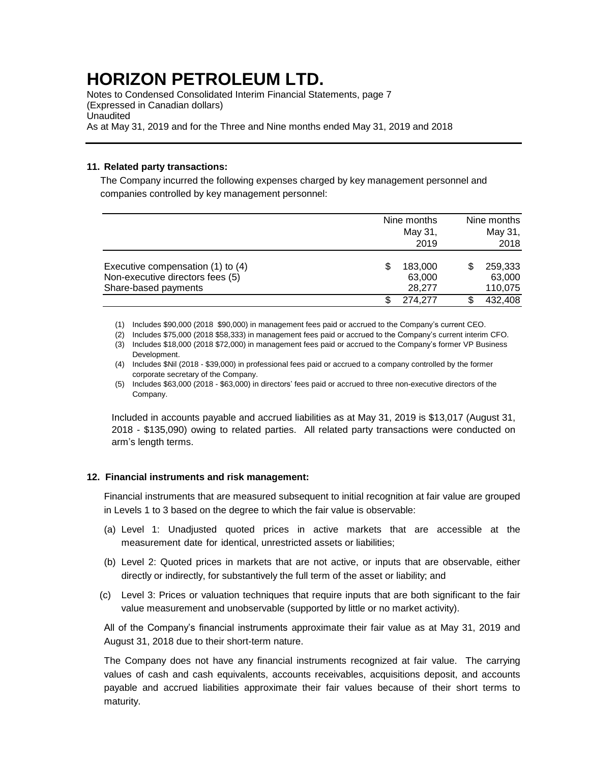# HORIZON PETROLEUM LTD.

Notes to Condensed Consolidated Interim Financial Statements, page 7
(Expressed in Canadian dollars)
Unaudited
As at May 31, 2019 and for the Three and Nine months ended May 31, 2019 and 2018

**11. Related party transactions:**

The Company incurred the following expenses charged by key management personnel and companies controlled by key management personnel:

| | Nine months May 31, 2019 | Nine months May 31, 2018 |
|---|---|---|
| Executive compensation (1) to (4) | $ 183,000 | $ 259,333 |
| Non-executive directors fees (5) | 63,000 | 63,000 |
| Share-based payments | 28,277 | 110,075 |
| | $ 274,277 | $ 432,408 |

(1) Includes $90,000 (2018 $90,000) in management fees paid or accrued to the Company's current CEO.
(2) Includes $75,000 (2018 $58,333) in management fees paid or accrued to the Company's current interim CFO.
(3) Includes $18,000 (2018 $72,000) in management fees paid or accrued to the Company's former VP Business Development.
(4) Includes $Nil (2018 - $39,000) in professional fees paid or accrued to a company controlled by the former corporate secretary of the Company.
(5) Includes $63,000 (2018 - $63,000) in directors' fees paid or accrued to three non-executive directors of the Company.

Included in accounts payable and accrued liabilities as at May 31, 2019 is $13,017 (August 31, 2018 - $135,090) owing to related parties. All related party transactions were conducted on arm's length terms.

**12. Financial instruments and risk management:**

Financial instruments that are measured subsequent to initial recognition at fair value are grouped in Levels 1 to 3 based on the degree to which the fair value is observable:

(a) Level 1: Unadjusted quoted prices in active markets that are accessible at the measurement date for identical, unrestricted assets or liabilities;

(b) Level 2: Quoted prices in markets that are not active, or inputs that are observable, either directly or indirectly, for substantively the full term of the asset or liability; and

(c) Level 3: Prices or valuation techniques that require inputs that are both significant to the fair value measurement and unobservable (supported by little or no market activity).

All of the Company's financial instruments approximate their fair value as at May 31, 2019 and August 31, 2018 due to their short-term nature.

The Company does not have any financial instruments recognized at fair value. The carrying values of cash and cash equivalents, accounts receivables, acquisitions deposit, and accounts payable and accrued liabilities approximate their fair values because of their short terms to maturity.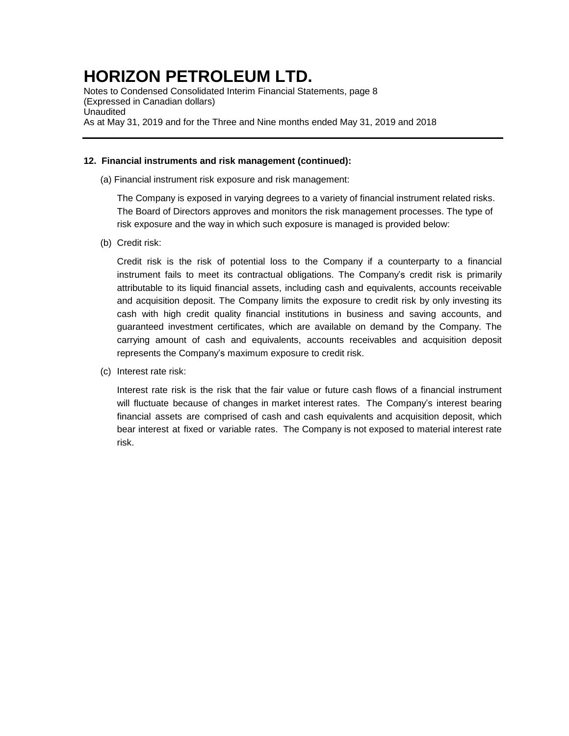**12. Financial instruments and risk management (continued):**

(a) Financial instrument risk exposure and risk management:

The Company is exposed in varying degrees to a variety of financial instrument related risks. The Board of Directors approves and monitors the risk management processes. The type of risk exposure and the way in which such exposure is managed is provided below:

(b) Credit risk:

Credit risk is the risk of potential loss to the Company if a counterparty to a financial instrument fails to meet its contractual obligations. The Company's credit risk is primarily attributable to its liquid financial assets, including cash and equivalents, accounts receivable and acquisition deposit. The Company limits the exposure to credit risk by only investing its cash with high credit quality financial institutions in business and saving accounts, and guaranteed investment certificates, which are available on demand by the Company. The carrying amount of cash and equivalents, accounts receivables and acquisition deposit represents the Company's maximum exposure to credit risk.

(c) Interest rate risk:

Interest rate risk is the risk that the fair value or future cash flows of a financial instrument will fluctuate because of changes in market interest rates. The Company's interest bearing financial assets are comprised of cash and cash equivalents and acquisition deposit, which bear interest at fixed or variable rates. The Company is not exposed to material interest rate risk.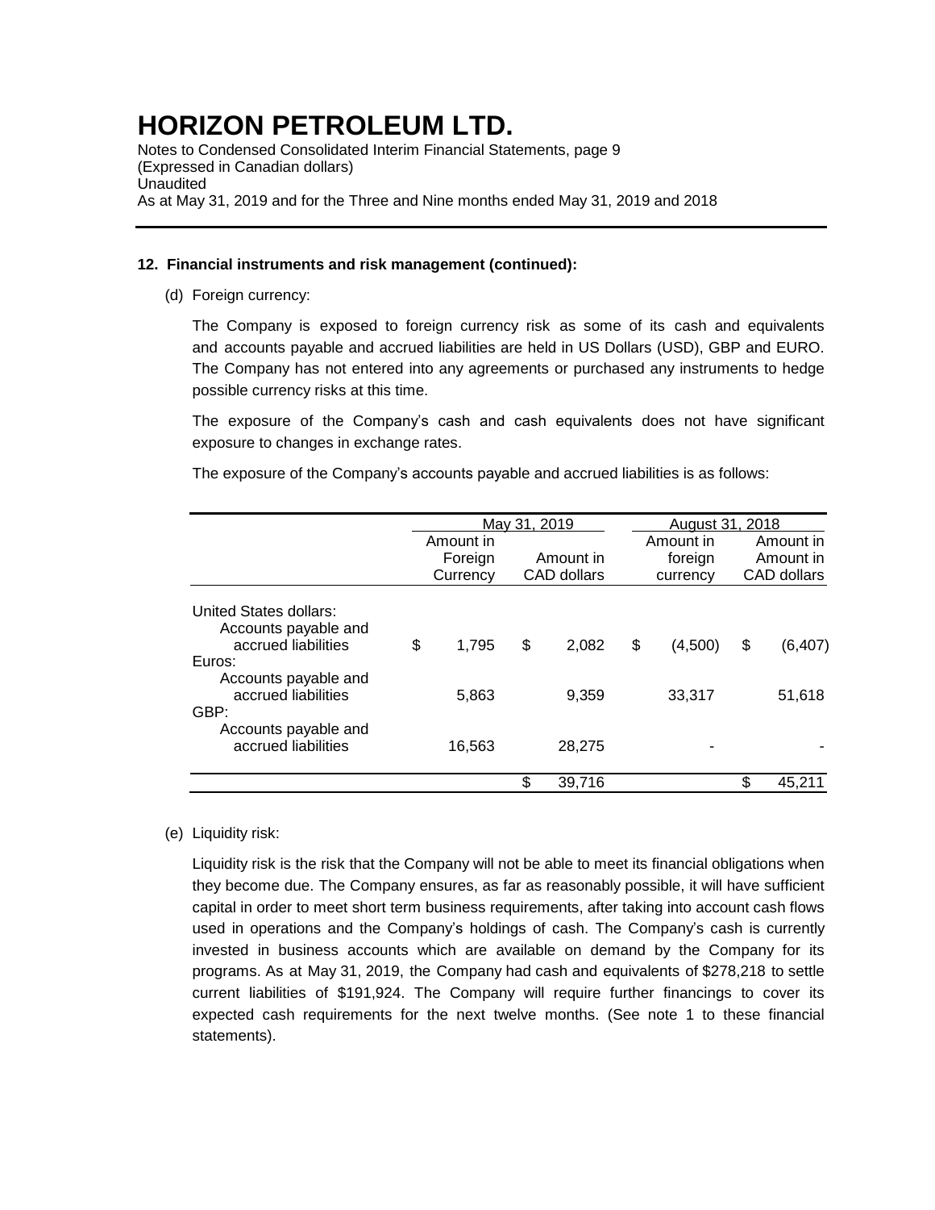# HORIZON PETROLEUM LTD.

Notes to Condensed Consolidated Interim Financial Statements, page 9
(Expressed in Canadian dollars)
Unaudited
As at May 31, 2019 and for the Three and Nine months ended May 31, 2019 and 2018

**12. Financial instruments and risk management (continued):**

(d) Foreign currency:

The Company is exposed to foreign currency risk as some of its cash and equivalents and accounts payable and accrued liabilities are held in US Dollars (USD), GBP and EURO. The Company has not entered into any agreements or purchased any instruments to hedge possible currency risks at this time.

The exposure of the Company's cash and cash equivalents does not have significant exposure to changes in exchange rates.

The exposure of the Company's accounts payable and accrued liabilities is as follows:

| | May 31, 2019 | | August 31, 2018 | |
|---|---|---|---|---|
| | Amount in Foreign Currency | Amount in CAD dollars | Amount in foreign currency | Amount in Amount in CAD dollars |
| United States dollars: | | | | |
| Accounts payable and accrued liabilities | $ 1,795 | $ 2,082 | $ (4,500) | $ (6,407) |
| Euros: | | | | |
| Accounts payable and accrued liabilities | 5,863 | 9,359 | 33,317 | 51,618 |
| GBP: | | | | |
| Accounts payable and accrued liabilities | 16,563 | 28,275 | - | - |
| | | $ 39,716 | | $ 45,211 |

(e) Liquidity risk:

Liquidity risk is the risk that the Company will not be able to meet its financial obligations when they become due. The Company ensures, as far as reasonably possible, it will have sufficient capital in order to meet short term business requirements, after taking into account cash flows used in operations and the Company's holdings of cash. The Company's cash is currently invested in business accounts which are available on demand by the Company for its programs. As at May 31, 2019, the Company had cash and equivalents of $278,218 to settle current liabilities of $191,924. The Company will require further financings to cover its expected cash requirements for the next twelve months. (See note 1 to these financial statements).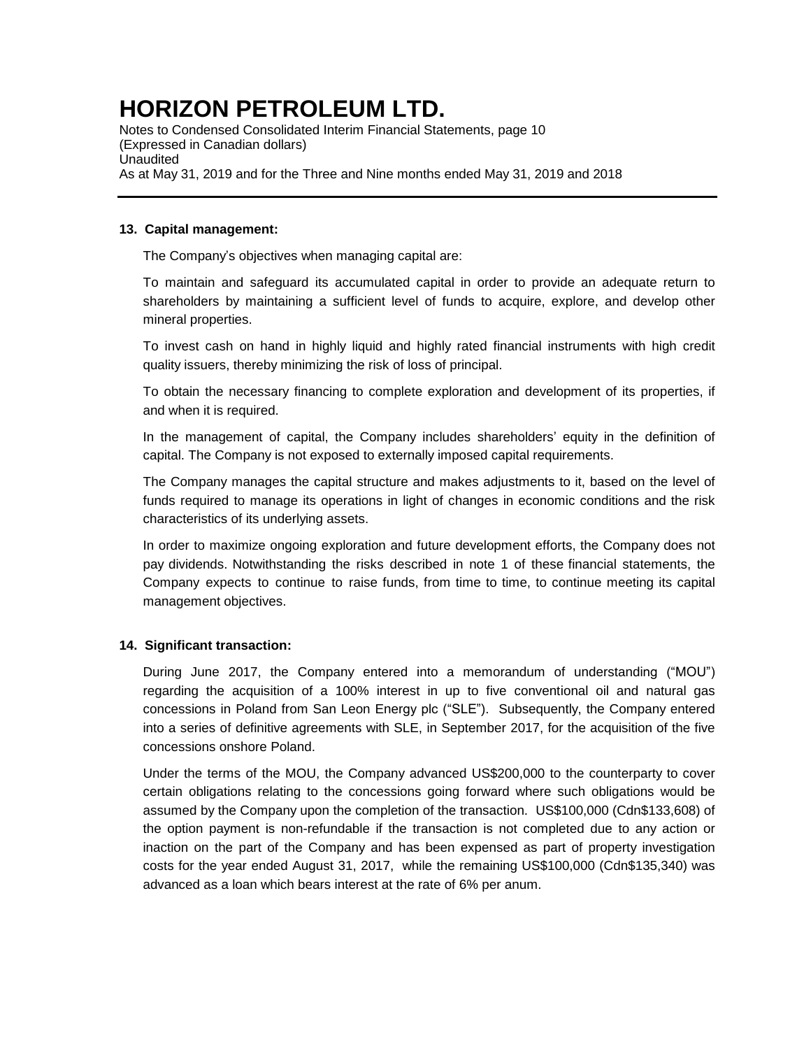## 13. Capital management:

The Company's objectives when managing capital are:

To maintain and safeguard its accumulated capital in order to provide an adequate return to shareholders by maintaining a sufficient level of funds to acquire, explore, and develop other mineral properties.

To invest cash on hand in highly liquid and highly rated financial instruments with high credit quality issuers, thereby minimizing the risk of loss of principal.

To obtain the necessary financing to complete exploration and development of its properties, if and when it is required.

In the management of capital, the Company includes shareholders' equity in the definition of capital. The Company is not exposed to externally imposed capital requirements.

The Company manages the capital structure and makes adjustments to it, based on the level of funds required to manage its operations in light of changes in economic conditions and the risk characteristics of its underlying assets.

In order to maximize ongoing exploration and future development efforts, the Company does not pay dividends. Notwithstanding the risks described in note 1 of these financial statements, the Company expects to continue to raise funds, from time to time, to continue meeting its capital management objectives.

## 14. Significant transaction:

During June 2017, the Company entered into a memorandum of understanding ("MOU") regarding the acquisition of a 100% interest in up to five conventional oil and natural gas concessions in Poland from San Leon Energy plc ("SLE"). Subsequently, the Company entered into a series of definitive agreements with SLE, in September 2017, for the acquisition of the five concessions onshore Poland.

Under the terms of the MOU, the Company advanced US$200,000 to the counterparty to cover certain obligations relating to the concessions going forward where such obligations would be assumed by the Company upon the completion of the transaction. US$100,000 (Cdn$133,608) of the option payment is non-refundable if the transaction is not completed due to any action or inaction on the part of the Company and has been expensed as part of property investigation costs for the year ended August 31, 2017, while the remaining US$100,000 (Cdn$135,340) was advanced as a loan which bears interest at the rate of 6% per anum.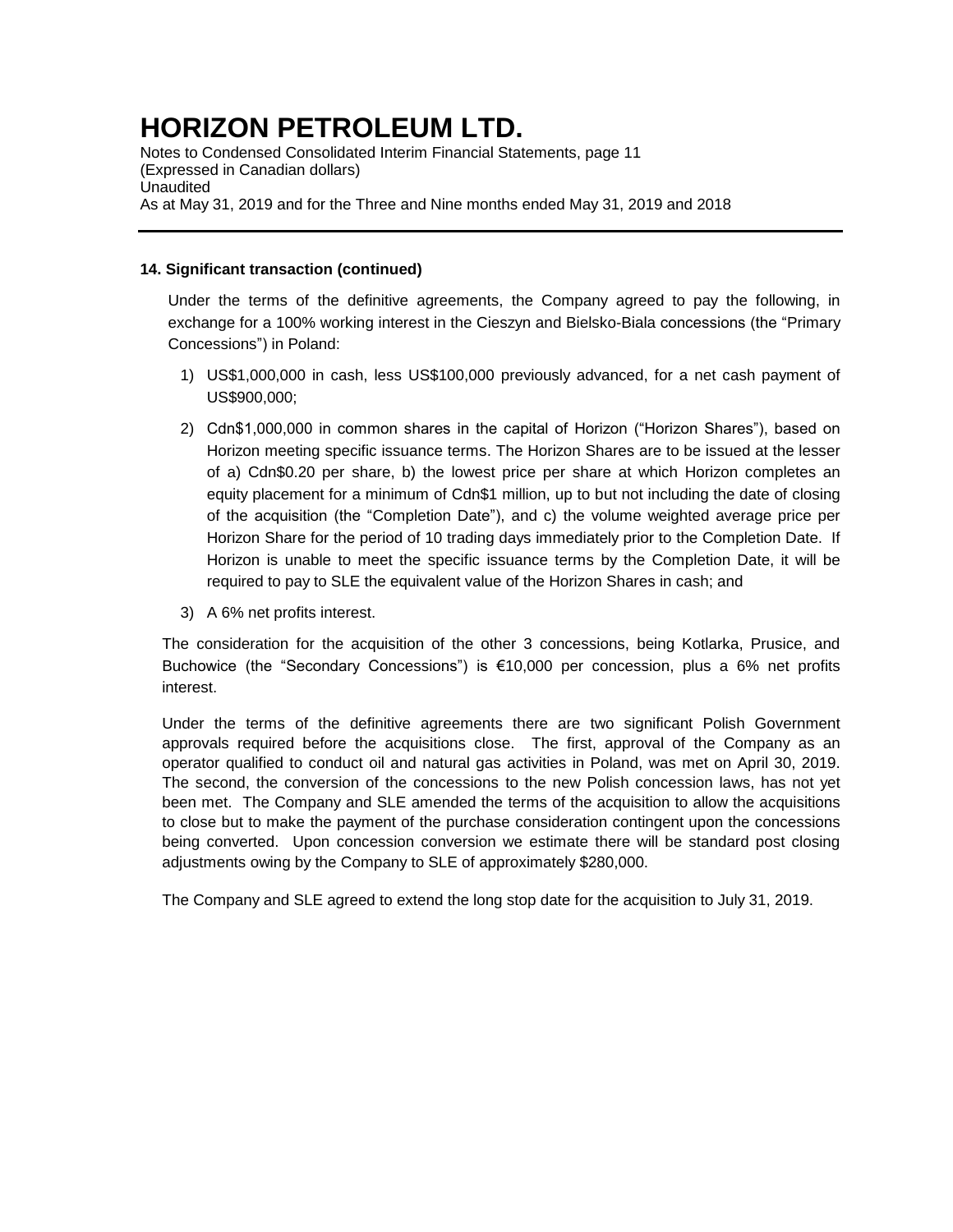### 14. Significant transaction (continued)

Under the terms of the definitive agreements, the Company agreed to pay the following, in exchange for a 100% working interest in the Cieszyn and Bielsko-Biala concessions (the "Primary Concessions") in Poland:

1) US$1,000,000 in cash, less US$100,000 previously advanced, for a net cash payment of US$900,000;
2) Cdn$1,000,000 in common shares in the capital of Horizon ("Horizon Shares"), based on Horizon meeting specific issuance terms. The Horizon Shares are to be issued at the lesser of a) Cdn$0.20 per share, b) the lowest price per share at which Horizon completes an equity placement for a minimum of Cdn$1 million, up to but not including the date of closing of the acquisition (the "Completion Date"), and c) the volume weighted average price per Horizon Share for the period of 10 trading days immediately prior to the Completion Date. If Horizon is unable to meet the specific issuance terms by the Completion Date, it will be required to pay to SLE the equivalent value of the Horizon Shares in cash; and
3) A 6% net profits interest.

The consideration for the acquisition of the other 3 concessions, being Kotlarka, Prusice, and Buchowice (the "Secondary Concessions") is €10,000 per concession, plus a 6% net profits interest.

Under the terms of the definitive agreements there are two significant Polish Government approvals required before the acquisitions close. The first, approval of the Company as an operator qualified to conduct oil and natural gas activities in Poland, was met on April 30, 2019. The second, the conversion of the concessions to the new Polish concession laws, has not yet been met. The Company and SLE amended the terms of the acquisition to allow the acquisitions to close but to make the payment of the purchase consideration contingent upon the concessions being converted. Upon concession conversion we estimate there will be standard post closing adjustments owing by the Company to SLE of approximately $280,000.

The Company and SLE agreed to extend the long stop date for the acquisition to July 31, 2019.